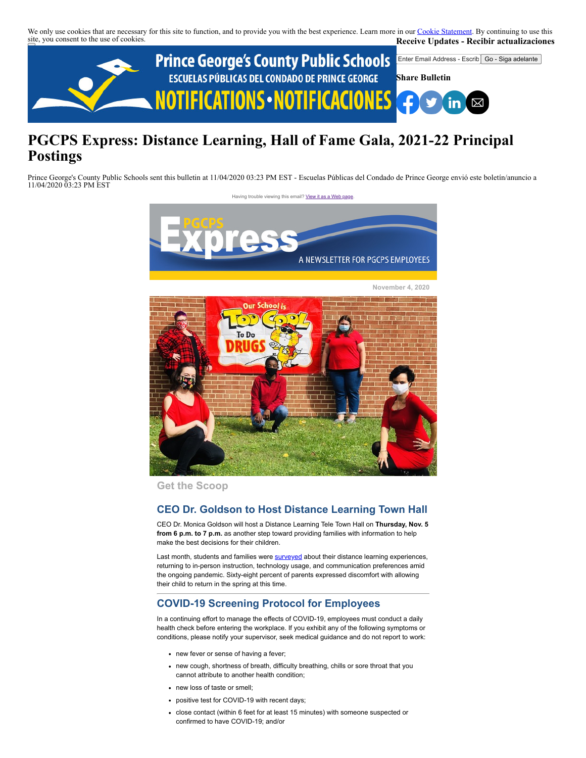We only use cookies that are necessary for this site to function, and to provide you with the best experience. Learn more in our Cookie Statement. By continuing to use this site, you consent to the use of cookies.

Receive Updates - Recibir actualizaciones

Share Bulletin

# PGCPS Express: Distance Learning, Hall of Fame Gala, 2021-22 Principal Postings

Prince George's County Public Schools sent this bulletin at 11/04/2020 03:23 PM EST - Escuelas Públicas del Condado de Prince George envió este boletín/anuncio a 11/04/2020 03:23 PM EST

Having trouble viewing this email? View it as a Web page.

November 4, 2020

## Get the Scoop

### CEO Dr. Goldson to Host Distance Learning Town Hall

CEO Dr. Monica Goldson will host a Distance Learning Tele Town Hall on **Thursday, Nov. 5 from 6 p.m. to 7 p.m.** as another step toward providing families with information to help make the best decisions for their children.

Last month, students and families were surveyed about their distance learning experiences, returning to in-person instruction, technology usage, and communication preferences amid the ongoing pandemic. Sixty-eight percent of parents expressed discomfort with allowing their child to return in the spring at this time.

### COVID-19 Screening Protocol for Employees

In a continuing effort to manage the effects of COVID-19, employees must conduct a daily health check before entering the workplace. If you exhibit any of the following symptoms or conditions, please notify your supervisor, seek medical guidance and do not report to work:

- new fever or sense of having a fever;
- new cough, shortness of breath, difficulty breathing, chills or sore throat that you cannot attribute to another health condition;
- new loss of taste or smell;
- positive test for COVID-19 with recent days;
- close contact (within 6 feet for at least 15 minutes) with someone suspected or confirmed to have COVID-19; and/or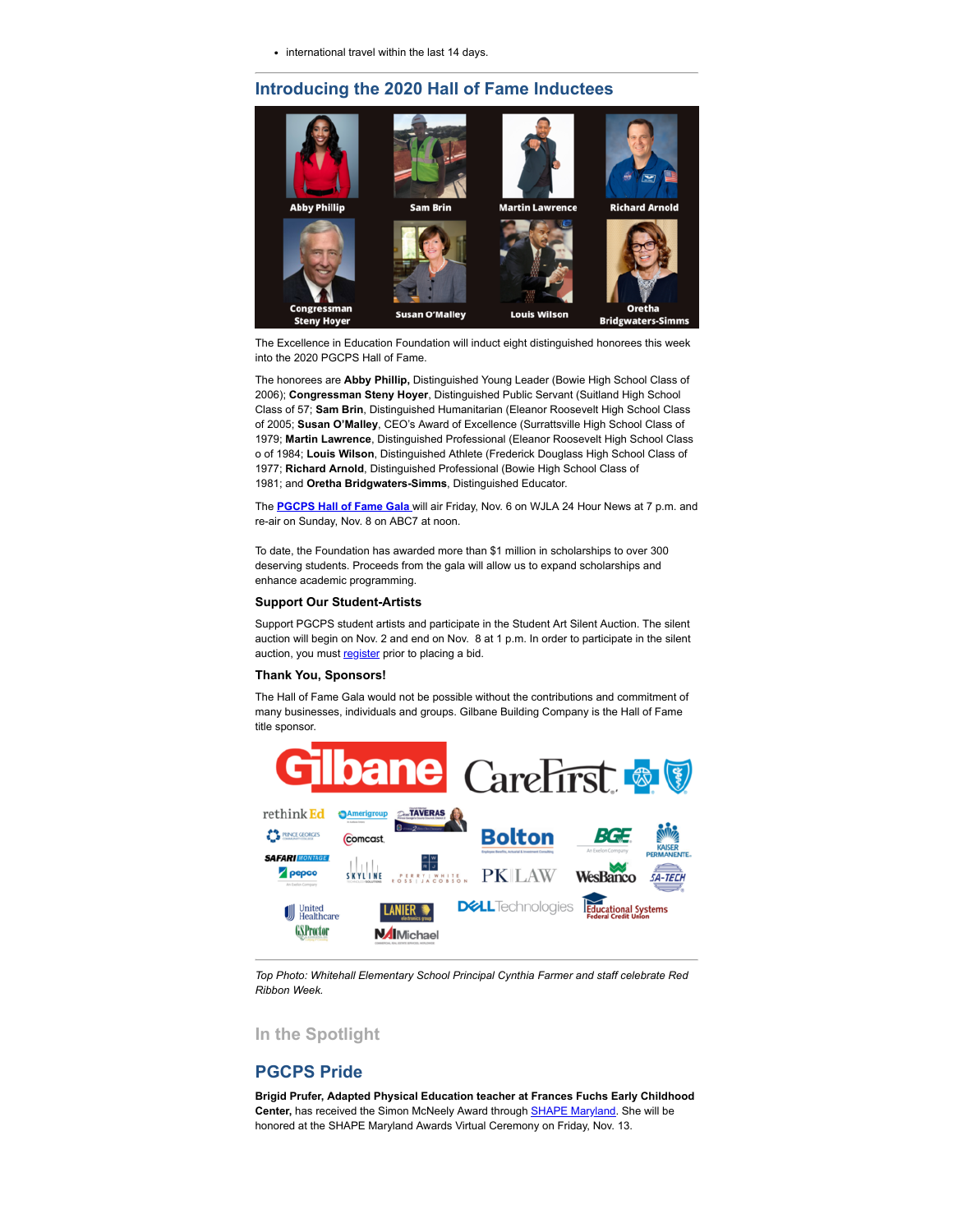- international travel within the last 14 days.

## Introducing the 2020 Hall of Fame Inductees

Abby Phillip | Sam Brin | Martin Lawrence | Richard Arnold
Congressman Steny Hoyer | Susan O'Malley | Louis Wilson | Oretha Bridgwaters-Simms

The Excellence in Education Foundation will induct eight distinguished honorees this week into the 2020 PGCPS Hall of Fame.

The honorees are **Abby Phillip,** Distinguished Young Leader (Bowie High School Class of 2006); **Congressman Steny Hoyer**, Distinguished Public Servant (Suitland High School Class of 57; **Sam Brin**, Distinguished Humanitarian (Eleanor Roosevelt High School Class of 2005; **Susan O'Malley**, CEO's Award of Excellence (Surrattsville High School Class of 1979; **Martin Lawrence**, Distinguished Professional (Eleanor Roosevelt High School Class o of 1984; **Louis Wilson**, Distinguished Athlete (Frederick Douglass High School Class of 1977; **Richard Arnold**, Distinguished Professional (Bowie High School Class of 1981; and **Oretha Bridgwaters-Simms**, Distinguished Educator.

The **PGCPS Hall of Fame Gala** will air Friday, Nov. 6 on WJLA 24 Hour News at 7 p.m. and re-air on Sunday, Nov. 8 on ABC7 at noon.

To date, the Foundation has awarded more than $1 million in scholarships to over 300 deserving students. Proceeds from the gala will allow us to expand scholarships and enhance academic programming.

### Support Our Student-Artists

Support PGCPS student artists and participate in the Student Art Silent Auction. The silent auction will begin on Nov. 2 and end on Nov. 8 at 1 p.m. In order to participate in the silent auction, you must register prior to placing a bid.

### Thank You, Sponsors!

The Hall of Fame Gala would not be possible without the contributions and commitment of many businesses, individuals and groups. Gilbane Building Company is the Hall of Fame title sponsor.

Gilbane | CareFirst | rethink Ed | Amerigroup | Taveras | Prince George's Community College | Comcast | Bolton | BGE | Kaiser Permanente | Safari Montage | Pepco | Skyline | Perry White Ross Jacobson | PK Law | WesBanco | SA-TECH | United Healthcare | Lanier | Dell Technologies | Educational Systems Federal Credit Union | GS Proctor | NAI Michael

*Top Photo: Whitehall Elementary School Principal Cynthia Farmer and staff celebrate Red Ribbon Week.*

## In the Spotlight

## PGCPS Pride

**Brigid Prufer, Adapted Physical Education teacher at Frances Fuchs Early Childhood Center,** has received the Simon McNeely Award through SHAPE Maryland. She will be honored at the SHAPE Maryland Awards Virtual Ceremony on Friday, Nov. 13.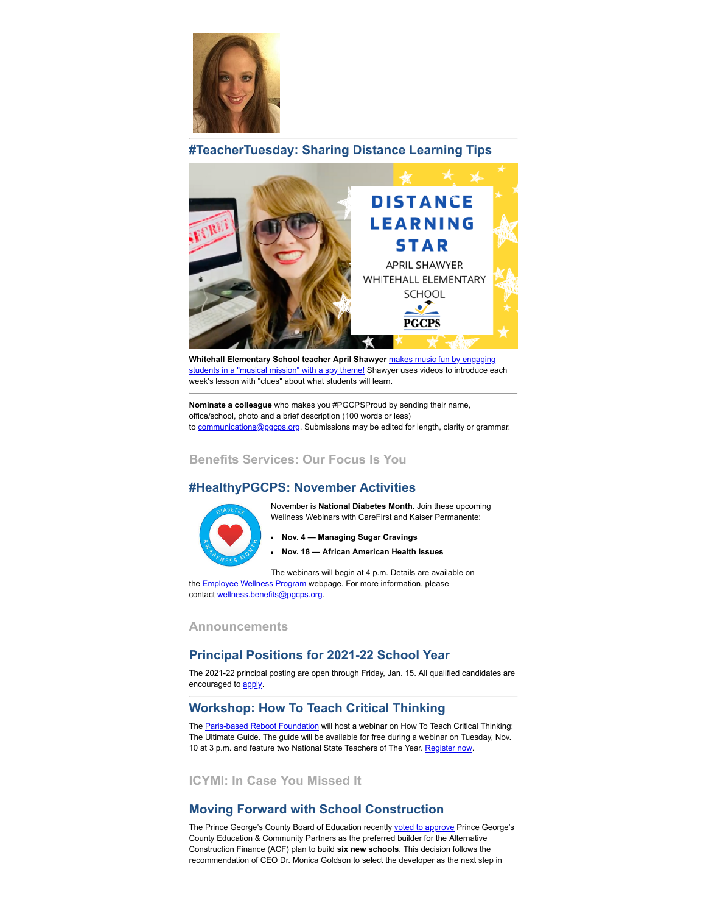## #TeacherTuesday: Sharing Distance Learning Tips

**Whitehall Elementary School teacher April Shawyer** makes music fun by engaging students in a "musical mission" with a spy theme! Shawyer uses videos to introduce each week's lesson with "clues" about what students will learn.

---

**Nominate a colleague** who makes you #PGCPSProud by sending their name, office/school, photo and a brief description (100 words or less) to communications@pgcps.org. Submissions may be edited for length, clarity or grammar.

## Benefits Services: Our Focus Is You

## #HealthyPGCPS: November Activities

November is **National Diabetes Month.** Join these upcoming Wellness Webinars with CareFirst and Kaiser Permanente:

- **Nov. 4 — Managing Sugar Cravings**
- **Nov. 18 — African American Health Issues**

The webinars will begin at 4 p.m. Details are available on the Employee Wellness Program webpage. For more information, please contact wellness.benefits@pgcps.org.

## Announcements

## Principal Positions for 2021-22 School Year

The 2021-22 principal posting are open through Friday, Jan. 15. All qualified candidates are encouraged to apply.

---

## Workshop: How To Teach Critical Thinking

The Paris-based Reboot Foundation will host a webinar on How To Teach Critical Thinking: The Ultimate Guide. The guide will be available for free during a webinar on Tuesday, Nov. 10 at 3 p.m. and feature two National State Teachers of The Year. Register now.

## ICYMI: In Case You Missed It

## Moving Forward with School Construction

The Prince George's County Board of Education recently voted to approve Prince George's County Education & Community Partners as the preferred builder for the Alternative Construction Finance (ACF) plan to build **six new schools**. This decision follows the recommendation of CEO Dr. Monica Goldson to select the developer as the next step in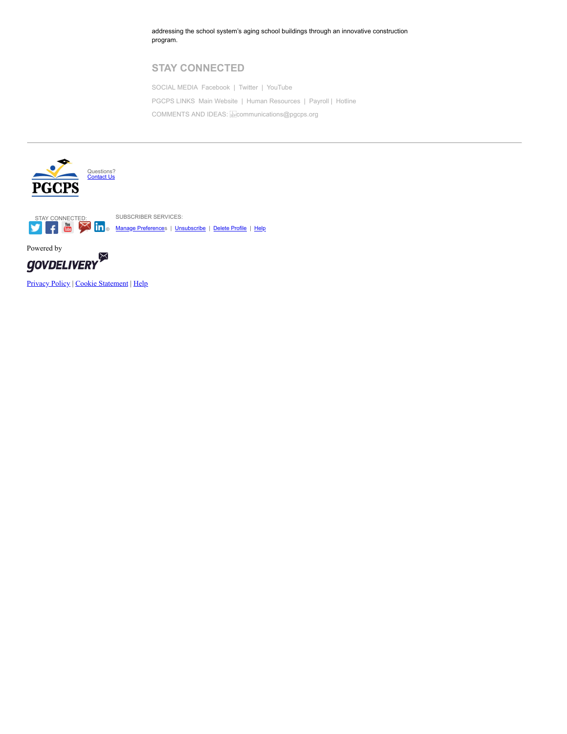addressing the school system's aging school buildings through an innovative construction program.

## STAY CONNECTED

SOCIAL MEDIA Facebook | Twitter | YouTube

PGCPS LINKS Main Website | Human Resources | Payroll | Hotline

COMMENTS AND IDEAS: communications@pgcps.org

---

PGCPS

Questions?
Contact Us

STAY CONNECTED:

SUBSCRIBER SERVICES:
Manage Preferences | Unsubscribe | Delete Profile | Help

Powered by
GOVDELIVERY

Privacy Policy | Cookie Statement | Help